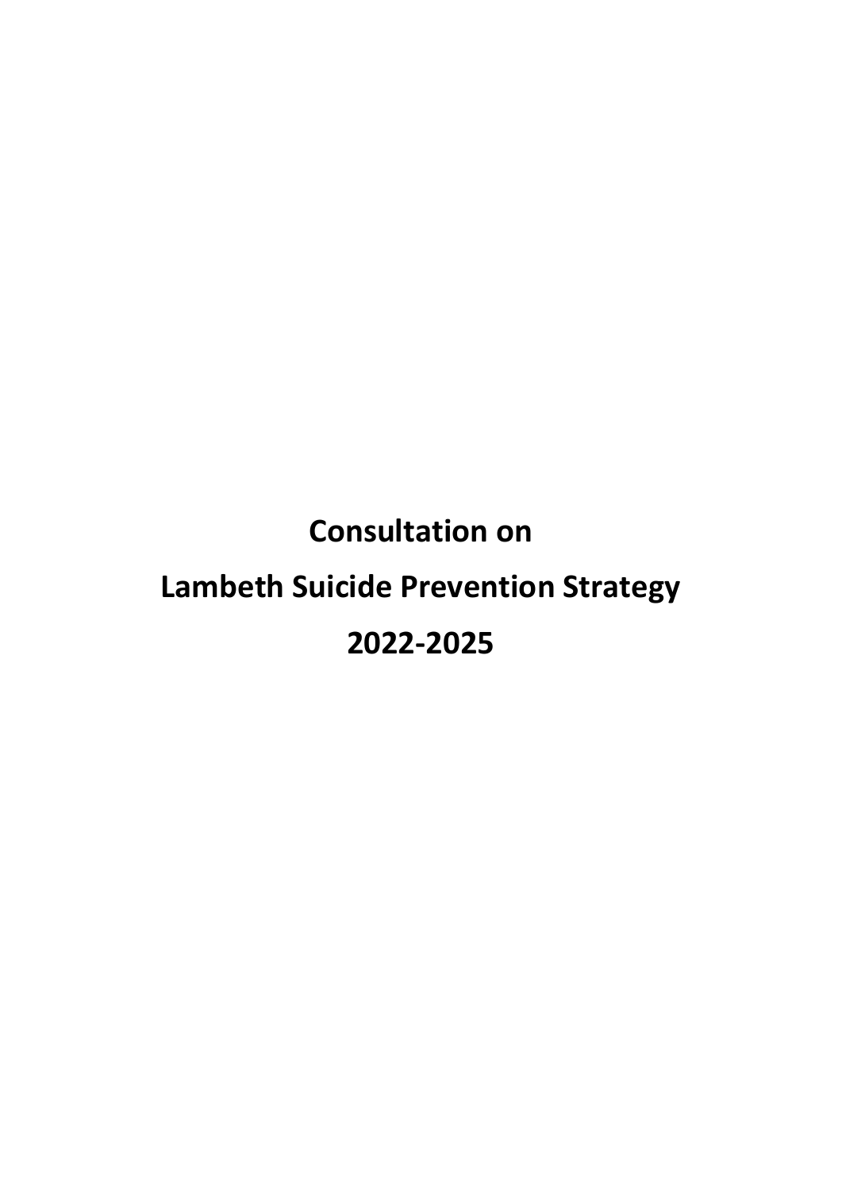# Consultation on

# Lambeth Suicide Prevention Strategy

# 2022-2025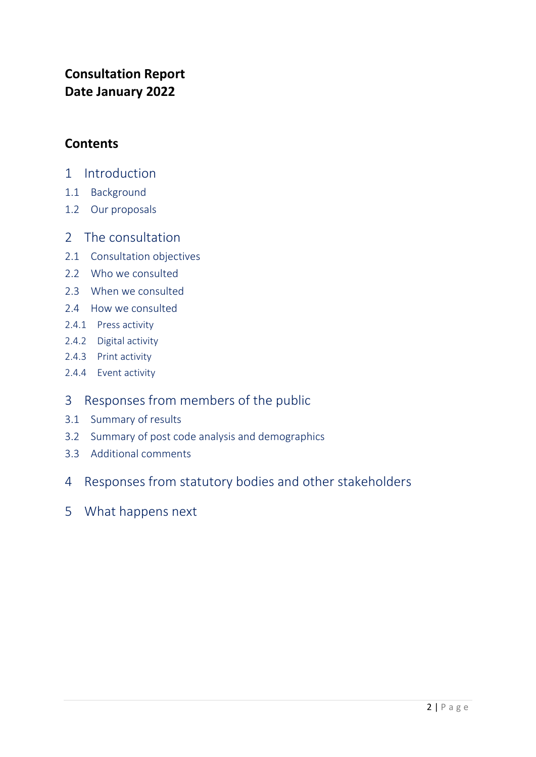**Consultation Report**
**Date January 2022**

## Contents

1 Introduction
- 1.1 Background
- 1.2 Our proposals

2 The consultation
- 2.1 Consultation objectives
- 2.2 Who we consulted
- 2.3 When we consulted
- 2.4 How we consulted
  - 2.4.1 Press activity
  - 2.4.2 Digital activity
  - 2.4.3 Print activity
  - 2.4.4 Event activity

3 Responses from members of the public
- 3.1 Summary of results
- 3.2 Summary of post code analysis and demographics
- 3.3 Additional comments

4 Responses from statutory bodies and other stakeholders

5 What happens next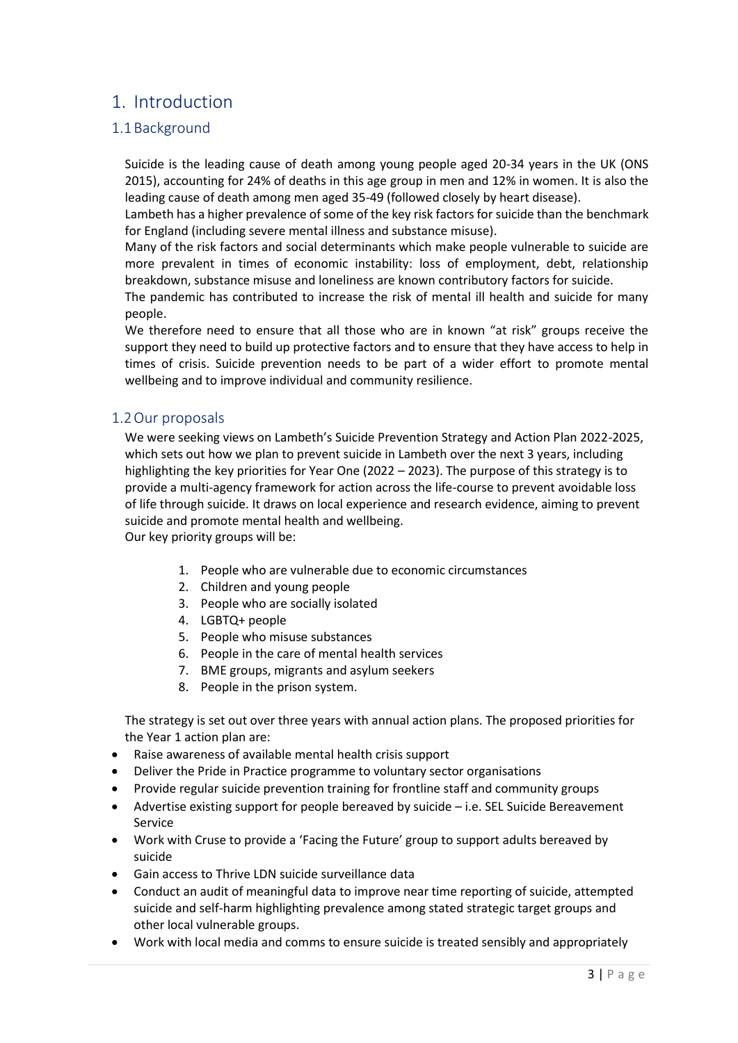# 1. Introduction

## 1.1 Background

Suicide is the leading cause of death among young people aged 20-34 years in the UK (ONS 2015), accounting for 24% of deaths in this age group in men and 12% in women. It is also the leading cause of death among men aged 35-49 (followed closely by heart disease).

Lambeth has a higher prevalence of some of the key risk factors for suicide than the benchmark for England (including severe mental illness and substance misuse).

Many of the risk factors and social determinants which make people vulnerable to suicide are more prevalent in times of economic instability: loss of employment, debt, relationship breakdown, substance misuse and loneliness are known contributory factors for suicide.

The pandemic has contributed to increase the risk of mental ill health and suicide for many people.

We therefore need to ensure that all those who are in known "at risk" groups receive the support they need to build up protective factors and to ensure that they have access to help in times of crisis. Suicide prevention needs to be part of a wider effort to promote mental wellbeing and to improve individual and community resilience.

## 1.2 Our proposals

We were seeking views on Lambeth's Suicide Prevention Strategy and Action Plan 2022-2025, which sets out how we plan to prevent suicide in Lambeth over the next 3 years, including highlighting the key priorities for Year One (2022 – 2023). The purpose of this strategy is to provide a multi-agency framework for action across the life-course to prevent avoidable loss of life through suicide. It draws on local experience and research evidence, aiming to prevent suicide and promote mental health and wellbeing.

Our key priority groups will be:

1. People who are vulnerable due to economic circumstances
2. Children and young people
3. People who are socially isolated
4. LGBTQ+ people
5. People who misuse substances
6. People in the care of mental health services
7. BME groups, migrants and asylum seekers
8. People in the prison system.

The strategy is set out over three years with annual action plans. The proposed priorities for the Year 1 action plan are:

- Raise awareness of available mental health crisis support
- Deliver the Pride in Practice programme to voluntary sector organisations
- Provide regular suicide prevention training for frontline staff and community groups
- Advertise existing support for people bereaved by suicide – i.e. SEL Suicide Bereavement Service
- Work with Cruse to provide a 'Facing the Future' group to support adults bereaved by suicide
- Gain access to Thrive LDN suicide surveillance data
- Conduct an audit of meaningful data to improve near time reporting of suicide, attempted suicide and self-harm highlighting prevalence among stated strategic target groups and other local vulnerable groups.
- Work with local media and comms to ensure suicide is treated sensibly and appropriately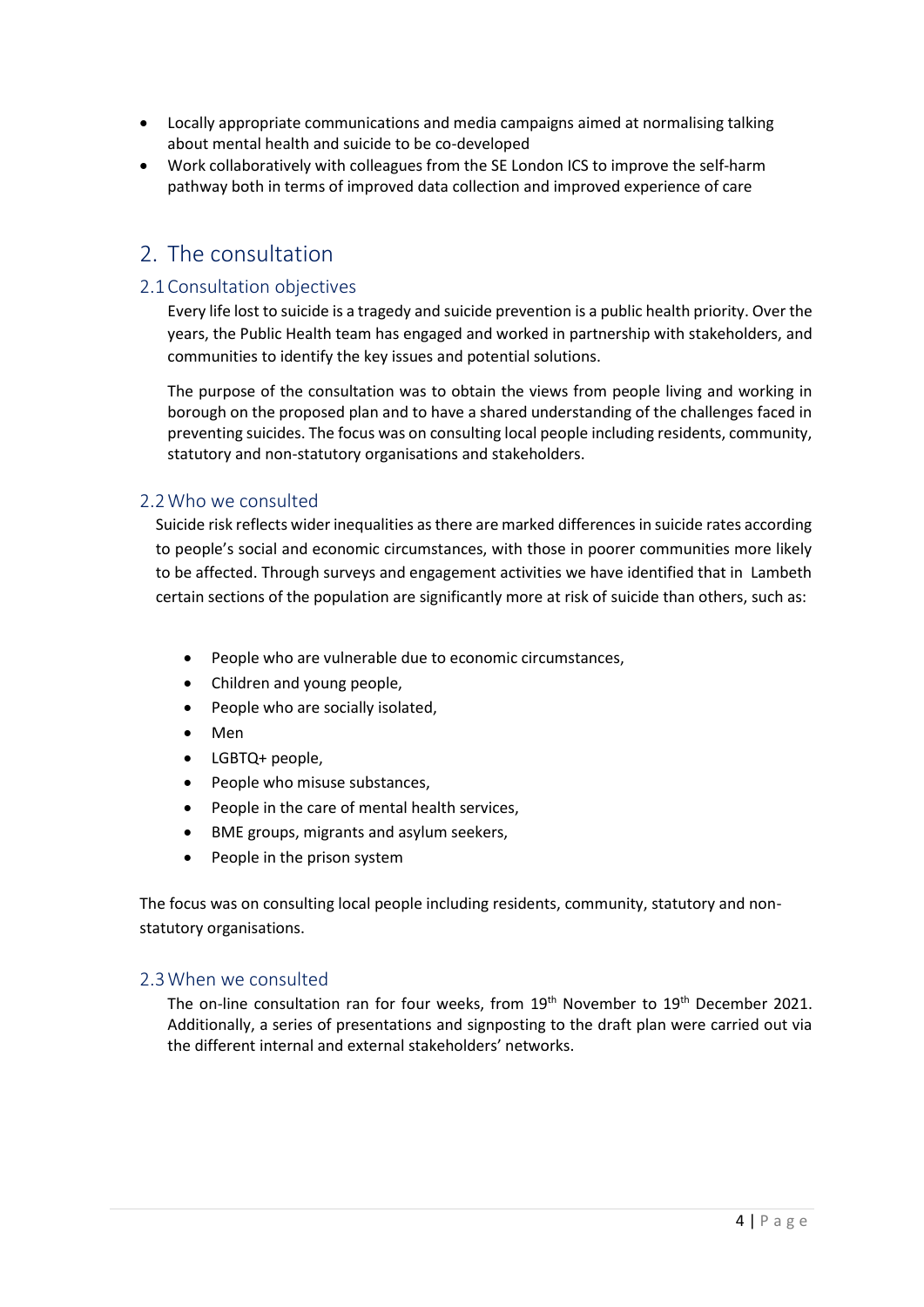- Locally appropriate communications and media campaigns aimed at normalising talking about mental health and suicide to be co-developed
- Work collaboratively with colleagues from the SE London ICS to improve the self-harm pathway both in terms of improved data collection and improved experience of care

# 2. The consultation

## 2.1 Consultation objectives

Every life lost to suicide is a tragedy and suicide prevention is a public health priority. Over the years, the Public Health team has engaged and worked in partnership with stakeholders, and communities to identify the key issues and potential solutions.

The purpose of the consultation was to obtain the views from people living and working in borough on the proposed plan and to have a shared understanding of the challenges faced in preventing suicides. The focus was on consulting local people including residents, community, statutory and non-statutory organisations and stakeholders.

## 2.2 Who we consulted

Suicide risk reflects wider inequalities as there are marked differences in suicide rates according to people's social and economic circumstances, with those in poorer communities more likely to be affected. Through surveys and engagement activities we have identified that in Lambeth certain sections of the population are significantly more at risk of suicide than others, such as:

- People who are vulnerable due to economic circumstances,
- Children and young people,
- People who are socially isolated,
- Men
- LGBTQ+ people,
- People who misuse substances,
- People in the care of mental health services,
- BME groups, migrants and asylum seekers,
- People in the prison system

The focus was on consulting local people including residents, community, statutory and non-statutory organisations.

## 2.3 When we consulted

The on-line consultation ran for four weeks, from 19th November to 19th December 2021. Additionally, a series of presentations and signposting to the draft plan were carried out via the different internal and external stakeholders' networks.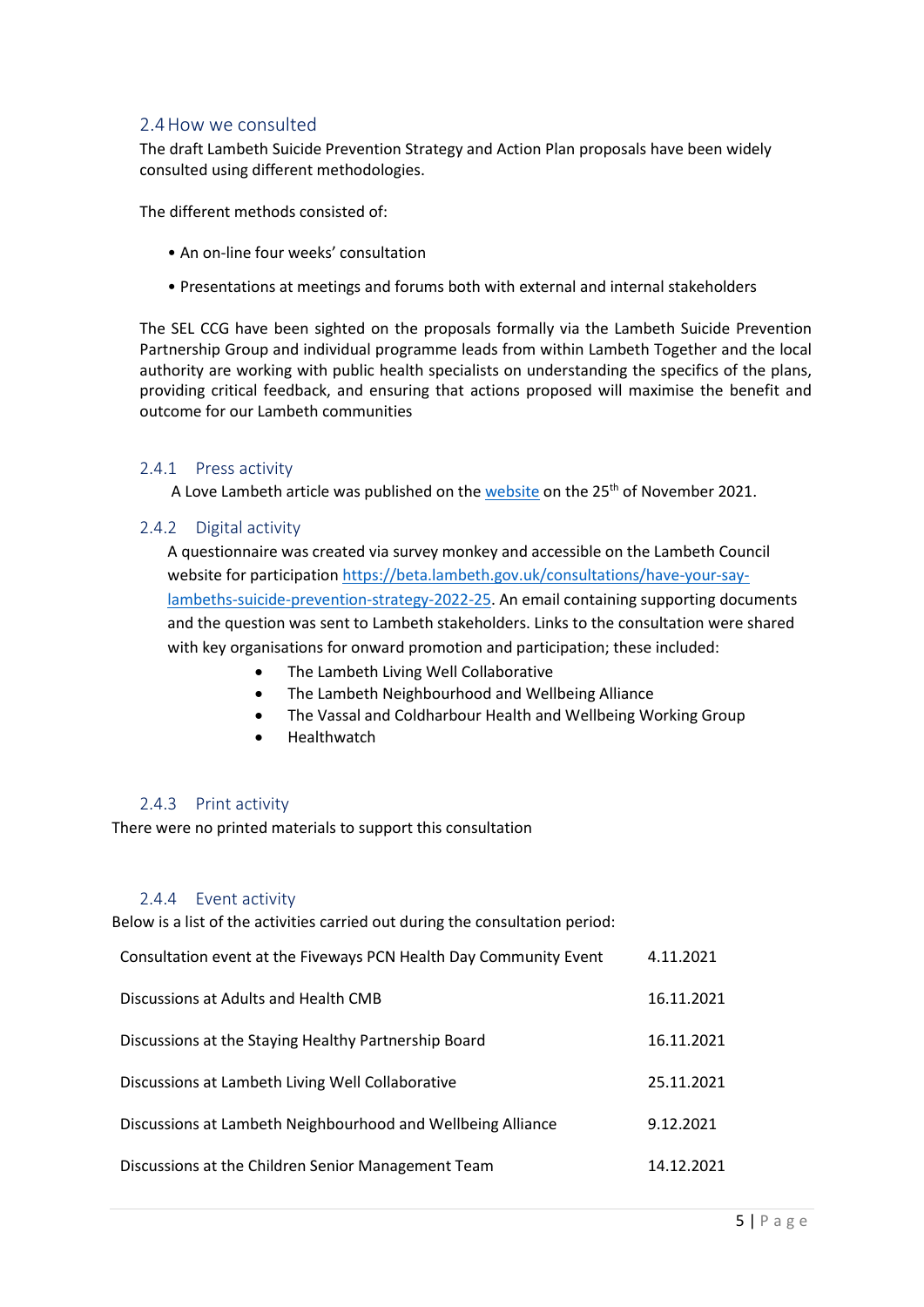## 2.4 How we consulted

The draft Lambeth Suicide Prevention Strategy and Action Plan proposals have been widely consulted using different methodologies.

The different methods consisted of:

- An on-line four weeks' consultation
- Presentations at meetings and forums both with external and internal stakeholders

The SEL CCG have been sighted on the proposals formally via the Lambeth Suicide Prevention Partnership Group and individual programme leads from within Lambeth Together and the local authority are working with public health specialists on understanding the specifics of the plans, providing critical feedback, and ensuring that actions proposed will maximise the benefit and outcome for our Lambeth communities

### 2.4.1 Press activity

A Love Lambeth article was published on the website on the 25th of November 2021.

### 2.4.2 Digital activity

A questionnaire was created via survey monkey and accessible on the Lambeth Council website for participation https://beta.lambeth.gov.uk/consultations/have-your-say-lambeths-suicide-prevention-strategy-2022-25. An email containing supporting documents and the question was sent to Lambeth stakeholders. Links to the consultation were shared with key organisations for onward promotion and participation; these included:

- The Lambeth Living Well Collaborative
- The Lambeth Neighbourhood and Wellbeing Alliance
- The Vassal and Coldharbour Health and Wellbeing Working Group
- Healthwatch

### 2.4.3 Print activity

There were no printed materials to support this consultation

### 2.4.4 Event activity

Below is a list of the activities carried out during the consultation period:

| Activity | Date |
|---|---|
| Consultation event at the Fiveways PCN Health Day Community Event | 4.11.2021 |
| Discussions at Adults and Health CMB | 16.11.2021 |
| Discussions at the Staying Healthy Partnership Board | 16.11.2021 |
| Discussions at Lambeth Living Well Collaborative | 25.11.2021 |
| Discussions at Lambeth Neighbourhood and Wellbeing Alliance | 9.12.2021 |
| Discussions at the Children Senior Management Team | 14.12.2021 |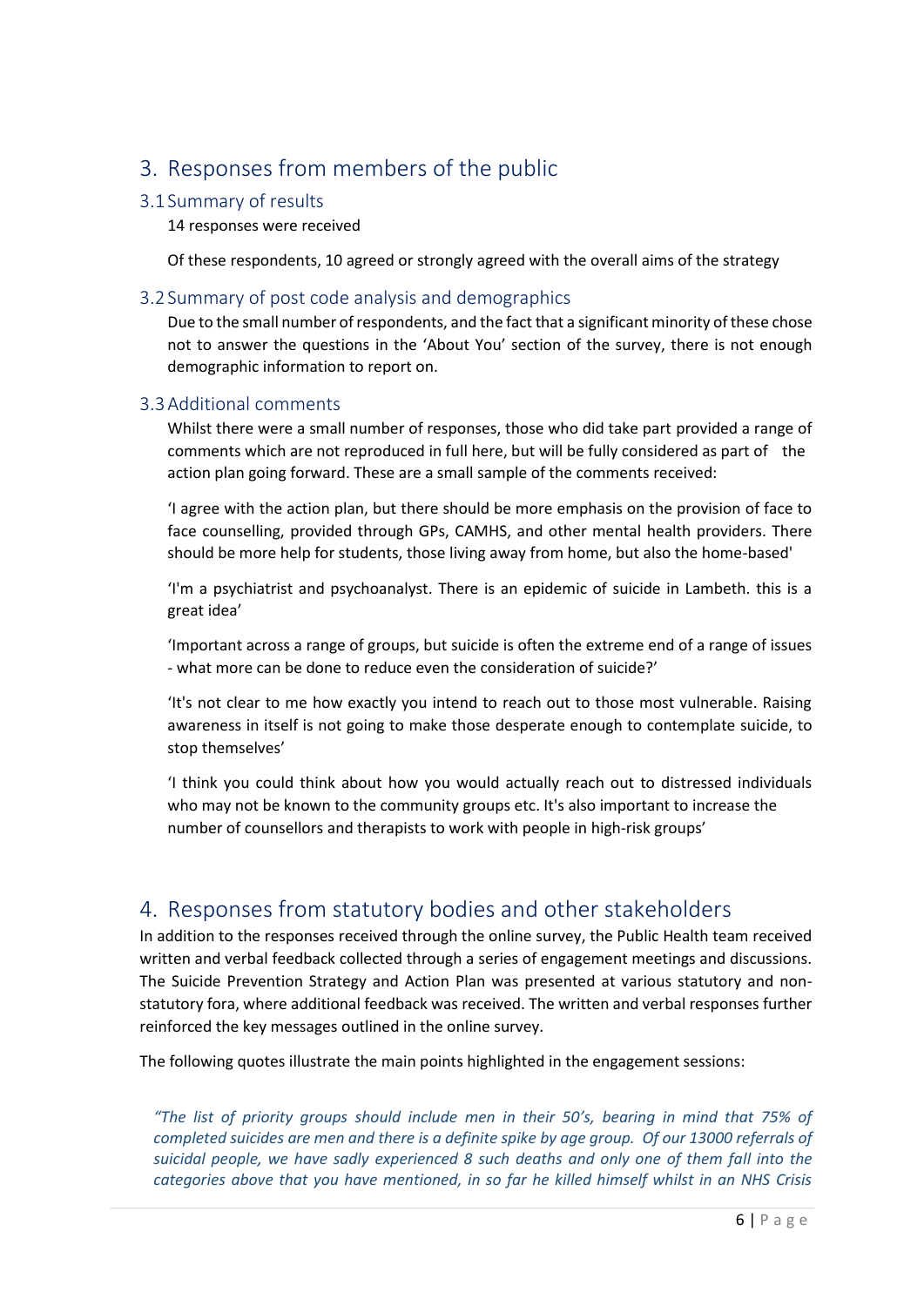# 3. Responses from members of the public

## 3.1 Summary of results

14 responses were received

Of these respondents, 10 agreed or strongly agreed with the overall aims of the strategy

## 3.2 Summary of post code analysis and demographics

Due to the small number of respondents, and the fact that a significant minority of these chose not to answer the questions in the 'About You' section of the survey, there is not enough demographic information to report on.

## 3.3 Additional comments

Whilst there were a small number of responses, those who did take part provided a range of comments which are not reproduced in full here, but will be fully considered as part of the action plan going forward. These are a small sample of the comments received:

'I agree with the action plan, but there should be more emphasis on the provision of face to face counselling, provided through GPs, CAMHS, and other mental health providers. There should be more help for students, those living away from home, but also the home-based'

'I'm a psychiatrist and psychoanalyst. There is an epidemic of suicide in Lambeth. this is a great idea'

'Important across a range of groups, but suicide is often the extreme end of a range of issues - what more can be done to reduce even the consideration of suicide?'

'It's not clear to me how exactly you intend to reach out to those most vulnerable. Raising awareness in itself is not going to make those desperate enough to contemplate suicide, to stop themselves'

'I think you could think about how you would actually reach out to distressed individuals who may not be known to the community groups etc. It's also important to increase the number of counsellors and therapists to work with people in high-risk groups'

# 4. Responses from statutory bodies and other stakeholders

In addition to the responses received through the online survey, the Public Health team received written and verbal feedback collected through a series of engagement meetings and discussions. The Suicide Prevention Strategy and Action Plan was presented at various statutory and non-statutory fora, where additional feedback was received. The written and verbal responses further reinforced the key messages outlined in the online survey.

The following quotes illustrate the main points highlighted in the engagement sessions:

*"The list of priority groups should include men in their 50's, bearing in mind that 75% of completed suicides are men and there is a definite spike by age group. Of our 13000 referrals of suicidal people, we have sadly experienced 8 such deaths and only one of them fall into the categories above that you have mentioned, in so far he killed himself whilst in an NHS Crisis*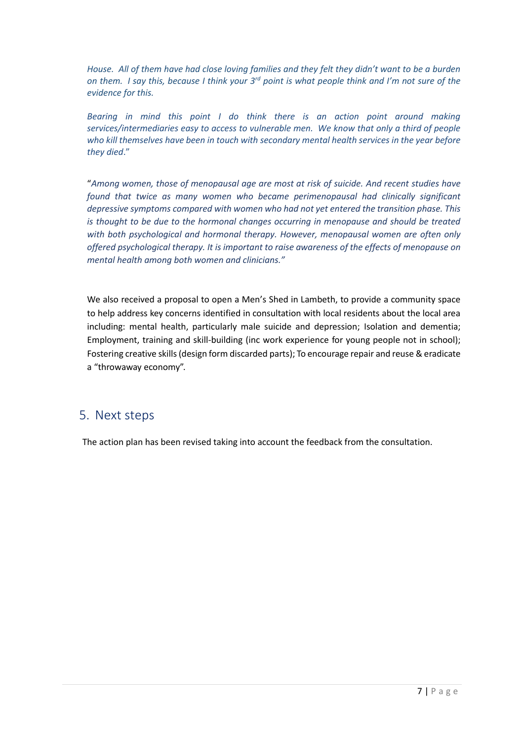*House. All of them have had close loving families and they felt they didn't want to be a burden on them. I say this, because I think your 3rd point is what people think and I'm not sure of the evidence for this.*

*Bearing in mind this point I do think there is an action point around making services/intermediaries easy to access to vulnerable men. We know that only a third of people who kill themselves have been in touch with secondary mental health services in the year before they died*."

"*Among women, those of menopausal age are most at risk of suicide. And recent studies have found that twice as many women who became perimenopausal had clinically significant depressive symptoms compared with women who had not yet entered the transition phase. This is thought to be due to the hormonal changes occurring in menopause and should be treated with both psychological and hormonal therapy. However, menopausal women are often only offered psychological therapy. It is important to raise awareness of the effects of menopause on mental health among both women and clinicians."*

We also received a proposal to open a Men's Shed in Lambeth, to provide a community space to help address key concerns identified in consultation with local residents about the local area including: mental health, particularly male suicide and depression; Isolation and dementia; Employment, training and skill-building (inc work experience for young people not in school); Fostering creative skills (design form discarded parts); To encourage repair and reuse & eradicate a "throwaway economy".

## 5. Next steps

The action plan has been revised taking into account the feedback from the consultation.